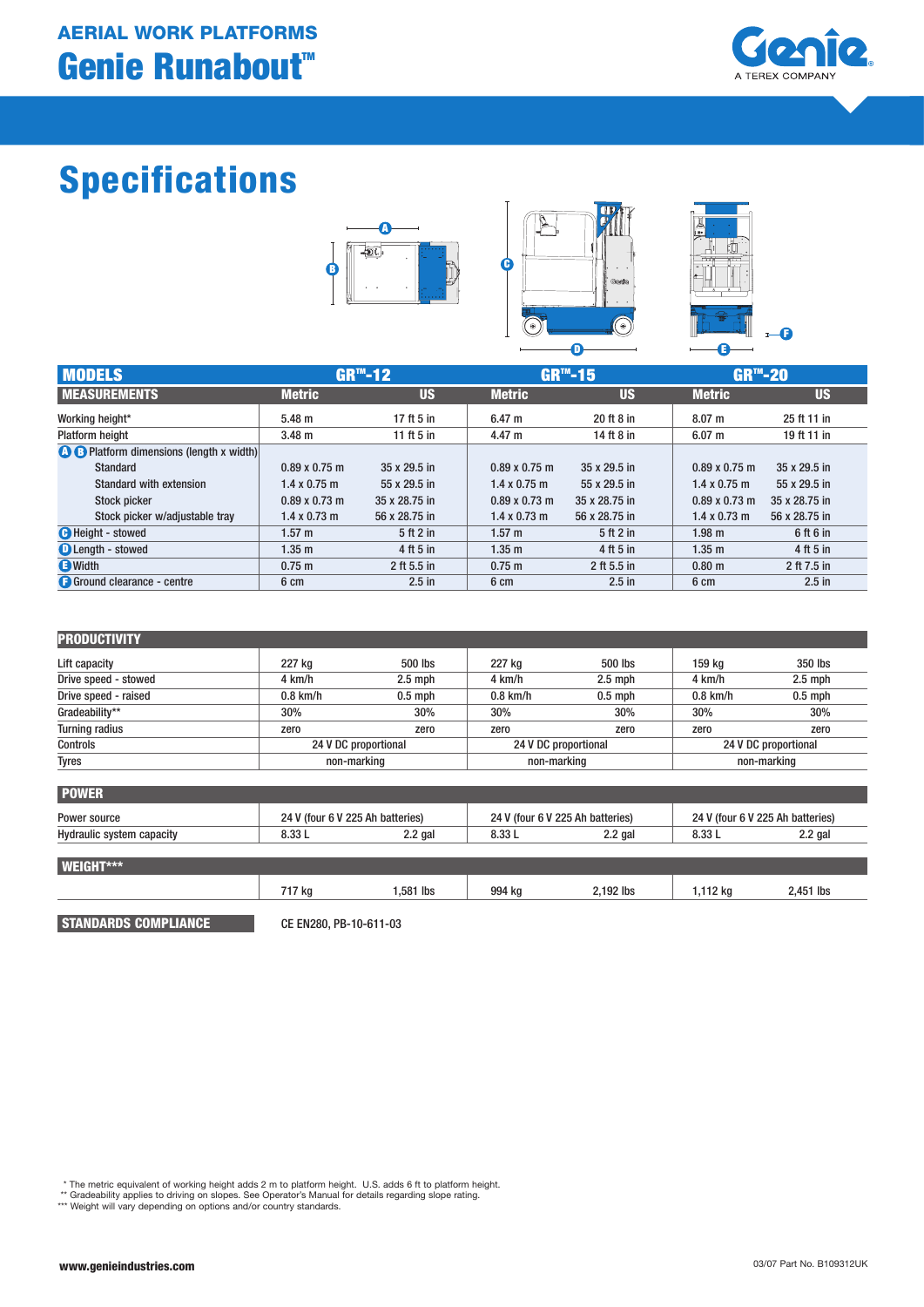AERIAL WORK PLATFORMS

# Genie Runabout™

## Specifications

| MODELS | GR™-12 | | GR™-15 | | GR™-20 | |
|---|---|---|---|---|---|---|
| **MEASUREMENTS** | **Metric** | **US** | **Metric** | **US** | **Metric** | **US** |
| Working height* | 5.48 m | 17 ft 5 in | 6.47 m | 20 ft 8 in | 8.07 m | 25 ft 11 in |
| Platform height | 3.48 m | 11 ft 5 in | 4.47 m | 14 ft 8 in | 6.07 m | 19 ft 11 in |
| A B Platform dimensions (length x width) | | | | | | |
| Standard | 0.89 x 0.75 m | 35 x 29.5 in | 0.89 x 0.75 m | 35 x 29.5 in | 0.89 x 0.75 m | 35 x 29.5 in |
| Standard with extension | 1.4 x 0.75 m | 55 x 29.5 in | 1.4 x 0.75 m | 55 x 29.5 in | 1.4 x 0.75 m | 55 x 29.5 in |
| Stock picker | 0.89 x 0.73 m | 35 x 28.75 in | 0.89 x 0.73 m | 35 x 28.75 in | 0.89 x 0.73 m | 35 x 28.75 in |
| Stock picker w/adjustable tray | 1.4 x 0.73 m | 56 x 28.75 in | 1.4 x 0.73 m | 56 x 28.75 in | 1.4 x 0.73 m | 56 x 28.75 in |
| C Height - stowed | 1.57 m | 5 ft 2 in | 1.57 m | 5 ft 2 in | 1.98 m | 6 ft 6 in |
| D Length - stowed | 1.35 m | 4 ft 5 in | 1.35 m | 4 ft 5 in | 1.35 m | 4 ft 5 in |
| E Width | 0.75 m | 2 ft 5.5 in | 0.75 m | 2 ft 5.5 in | 0.80 m | 2 ft 7.5 in |
| F Ground clearance - centre | 6 cm | 2.5 in | 6 cm | 2.5 in | 6 cm | 2.5 in |

| PRODUCTIVITY | | | | | | |
|---|---|---|---|---|---|---|
| Lift capacity | 227 kg | 500 lbs | 227 kg | 500 lbs | 159 kg | 350 lbs |
| Drive speed - stowed | 4 km/h | 2.5 mph | 4 km/h | 2.5 mph | 4 km/h | 2.5 mph |
| Drive speed - raised | 0.8 km/h | 0.5 mph | 0.8 km/h | 0.5 mph | 0.8 km/h | 0.5 mph |
| Gradeability** | 30% | 30% | 30% | 30% | 30% | 30% |
| Turning radius | zero | zero | zero | zero | zero | zero |
| Controls | 24 V DC proportional | | 24 V DC proportional | | 24 V DC proportional | |
| Tyres | non-marking | | non-marking | | non-marking | |

| POWER | | | | | | |
|---|---|---|---|---|---|---|
| Power source | 24 V (four 6 V 225 Ah batteries) | | 24 V (four 6 V 225 Ah batteries) | | 24 V (four 6 V 225 Ah batteries) | |
| Hydraulic system capacity | 8.33 L | 2.2 gal | 8.33 L | 2.2 gal | 8.33 L | 2.2 gal |

| WEIGHT*** | | | | | | |
|---|---|---|---|---|---|---|
| | 717 kg | 1,581 lbs | 994 kg | 2,192 lbs | 1,112 kg | 2,451 lbs |

**STANDARDS COMPLIANCE** CE EN280, PB-10-611-03

\* The metric equivalent of working height adds 2 m to platform height. U.S. adds 6 ft to platform height.
** Gradeability applies to driving on slopes. See Operator's Manual for details regarding slope rating.
*** Weight will vary depending on options and/or country standards.

www.genieindustries.com

03/07 Part No. B109312UK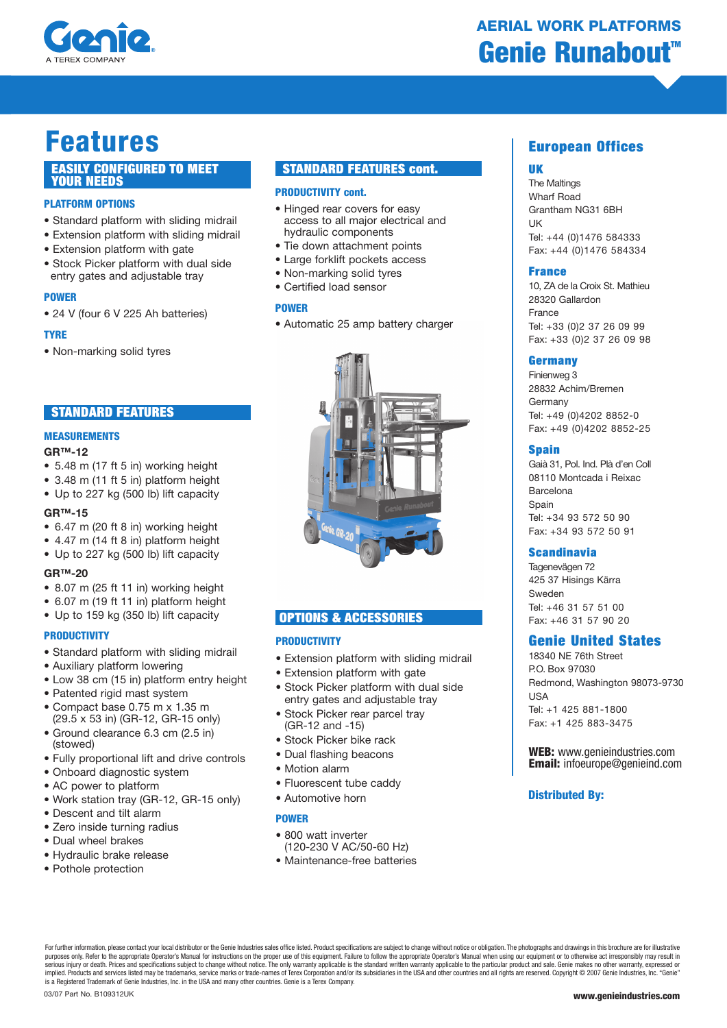# AERIAL WORK PLATFORMS

# Genie Runabout™

## Features

### EASILY CONFIGURED TO MEET YOUR NEEDS

#### PLATFORM OPTIONS

- Standard platform with sliding midrail
- Extension platform with sliding midrail
- Extension platform with gate
- Stock Picker platform with dual side entry gates and adjustable tray

#### POWER

- 24 V (four 6 V 225 Ah batteries)

#### TYRE

- Non-marking solid tyres

### STANDARD FEATURES

#### MEASUREMENTS

**GR™-12**

- 5.48 m (17 ft 5 in) working height
- 3.48 m (11 ft 5 in) platform height
- Up to 227 kg (500 lb) lift capacity

**GR™-15**

- 6.47 m (20 ft 8 in) working height
- 4.47 m (14 ft 8 in) platform height
- Up to 227 kg (500 lb) lift capacity

**GR™-20**

- 8.07 m (25 ft 11 in) working height
- 6.07 m (19 ft 11 in) platform height
- Up to 159 kg (350 lb) lift capacity

#### PRODUCTIVITY

- Standard platform with sliding midrail
- Auxiliary platform lowering
- Low 38 cm (15 in) platform entry height
- Patented rigid mast system
- Compact base 0.75 m x 1.35 m (29.5 x 53 in) (GR-12, GR-15 only)
- Ground clearance 6.3 cm (2.5 in) (stowed)
- Fully proportional lift and drive controls
- Onboard diagnostic system
- AC power to platform
- Work station tray (GR-12, GR-15 only)
- Descent and tilt alarm
- Zero inside turning radius
- Dual wheel brakes
- Hydraulic brake release
- Pothole protection

### STANDARD FEATURES cont.

#### PRODUCTIVITY cont.

- Hinged rear covers for easy access to all major electrical and hydraulic components
- Tie down attachment points
- Large forklift pockets access
- Non-marking solid tyres
- Certified load sensor

#### POWER

- Automatic 25 amp battery charger

### OPTIONS & ACCESSORIES

#### PRODUCTIVITY

- Extension platform with sliding midrail
- Extension platform with gate
- Stock Picker platform with dual side entry gates and adjustable tray
- Stock Picker rear parcel tray (GR-12 and -15)
- Stock Picker bike rack
- Dual flashing beacons
- Motion alarm
- Fluorescent tube caddy
- Automotive horn

#### POWER

- 800 watt inverter (120-230 V AC/50-60 Hz)
- Maintenance-free batteries

## European Offices

**UK**
The Maltings
Wharf Road
Grantham NG31 6BH
UK
Tel: +44 (0)1476 584333
Fax: +44 (0)1476 584334

**France**
10, ZA de la Croix St. Mathieu
28320 Gallardon
France
Tel: +33 (0)2 37 26 09 99
Fax: +33 (0)2 37 26 09 98

**Germany**
Finienweg 3
28832 Achim/Bremen
Germany
Tel: +49 (0)4202 8852-0
Fax: +49 (0)4202 8852-25

**Spain**
Gaià 31, Pol. Ind. Plà d'en Coll
08110 Montcada i Reixac
Barcelona
Spain
Tel: +34 93 572 50 90
Fax: +34 93 572 50 91

**Scandinavia**
Tagenevägen 72
425 37 Hisings Kärra
Sweden
Tel: +46 31 57 51 00
Fax: +46 31 57 90 20

**Genie United States**
18340 NE 76th Street
P.O. Box 97030
Redmond, Washington 98073-9730
USA
Tel: +1 425 881-1800
Fax: +1 425 883-3475

**WEB:** www.genieindustries.com
**Email:** infoeurope@genieind.com

**Distributed By:**

For further information, please contact your local distributor or the Genie Industries sales office listed. Product specifications are subject to change without notice or obligation. The photographs and drawings in this brochure are for illustrative purposes only. Refer to the appropriate Operator's Manual for instructions on the proper use of this equipment. Failure to follow the appropriate Operator's Manual when using our equipment or to otherwise act irresponsibly may result in serious injury or death. Prices and specifications subject to change without notice. The only warranty applicable is the standard written warranty applicable to the particular product and sale. Genie makes no other warranty, expressed or implied. Products and services listed may be trademarks, service marks or trade-names of Terex Corporation and/or its subsidiaries in the USA and other countries and all rights are reserved. Copyright © 2007 Genie Industries, Inc. "Genie" is a Registered Trademark of Genie Industries, Inc. in the USA and many other countries. Genie is a Terex Company.

03/07 Part No. B109312UK

www.genieindustries.com